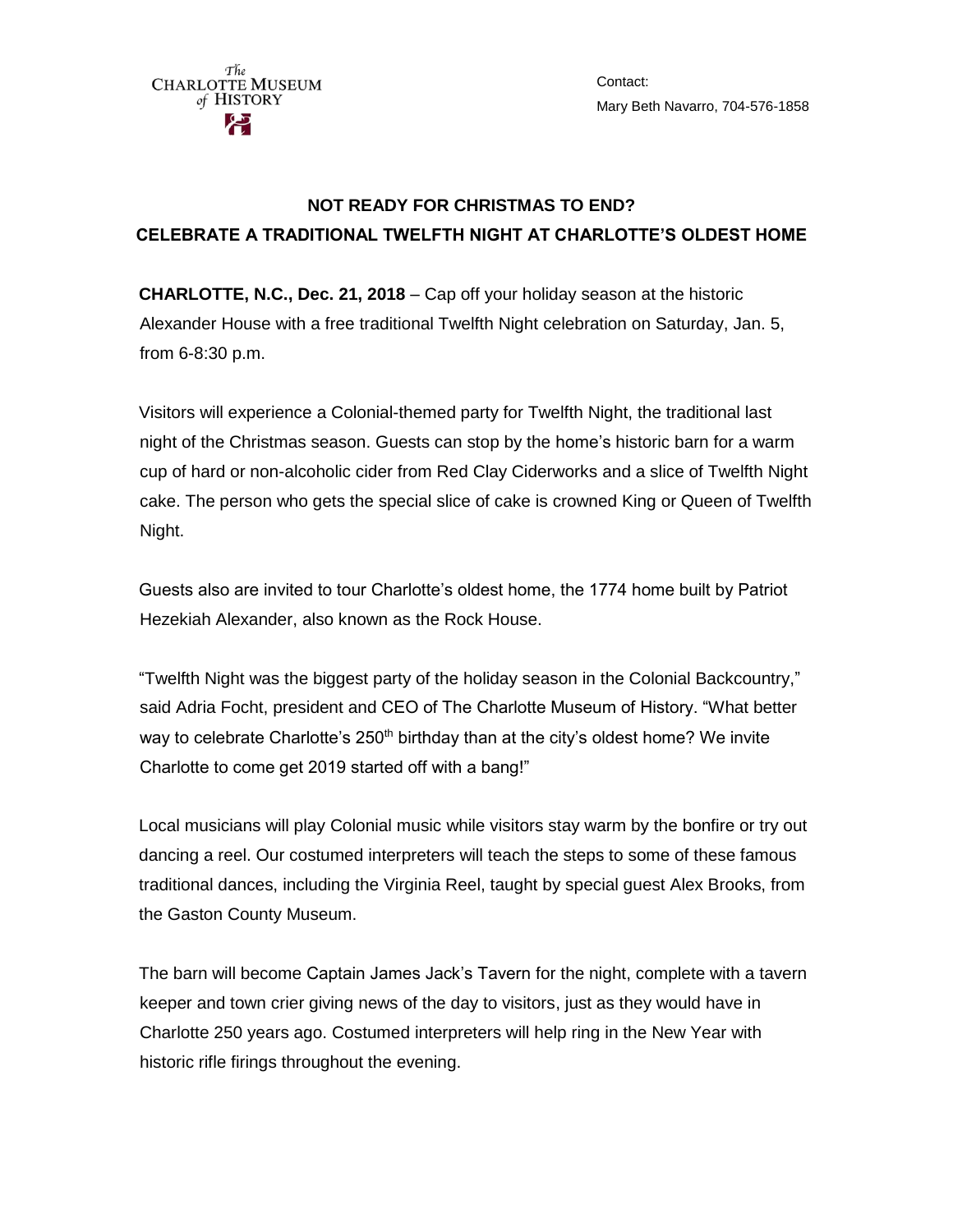The
CHARLOTTE MUSEUM
of HISTORY

Contact:
Mary Beth Navarro, 704-576-1858

## NOT READY FOR CHRISTMAS TO END?
## CELEBRATE A TRADITIONAL TWELFTH NIGHT AT CHARLOTTE'S OLDEST HOME

**CHARLOTTE, N.C., Dec. 21, 2018** – Cap off your holiday season at the historic Alexander House with a free traditional Twelfth Night celebration on Saturday, Jan. 5, from 6-8:30 p.m.

Visitors will experience a Colonial-themed party for Twelfth Night, the traditional last night of the Christmas season. Guests can stop by the home's historic barn for a warm cup of hard or non-alcoholic cider from Red Clay Ciderworks and a slice of Twelfth Night cake. The person who gets the special slice of cake is crowned King or Queen of Twelfth Night.

Guests also are invited to tour Charlotte's oldest home, the 1774 home built by Patriot Hezekiah Alexander, also known as the Rock House.

"Twelfth Night was the biggest party of the holiday season in the Colonial Backcountry," said Adria Focht, president and CEO of The Charlotte Museum of History. "What better way to celebrate Charlotte's 250th birthday than at the city's oldest home? We invite Charlotte to come get 2019 started off with a bang!"

Local musicians will play Colonial music while visitors stay warm by the bonfire or try out dancing a reel. Our costumed interpreters will teach the steps to some of these famous traditional dances, including the Virginia Reel, taught by special guest Alex Brooks, from the Gaston County Museum.

The barn will become Captain James Jack's Tavern for the night, complete with a tavern keeper and town crier giving news of the day to visitors, just as they would have in Charlotte 250 years ago. Costumed interpreters will help ring in the New Year with historic rifle firings throughout the evening.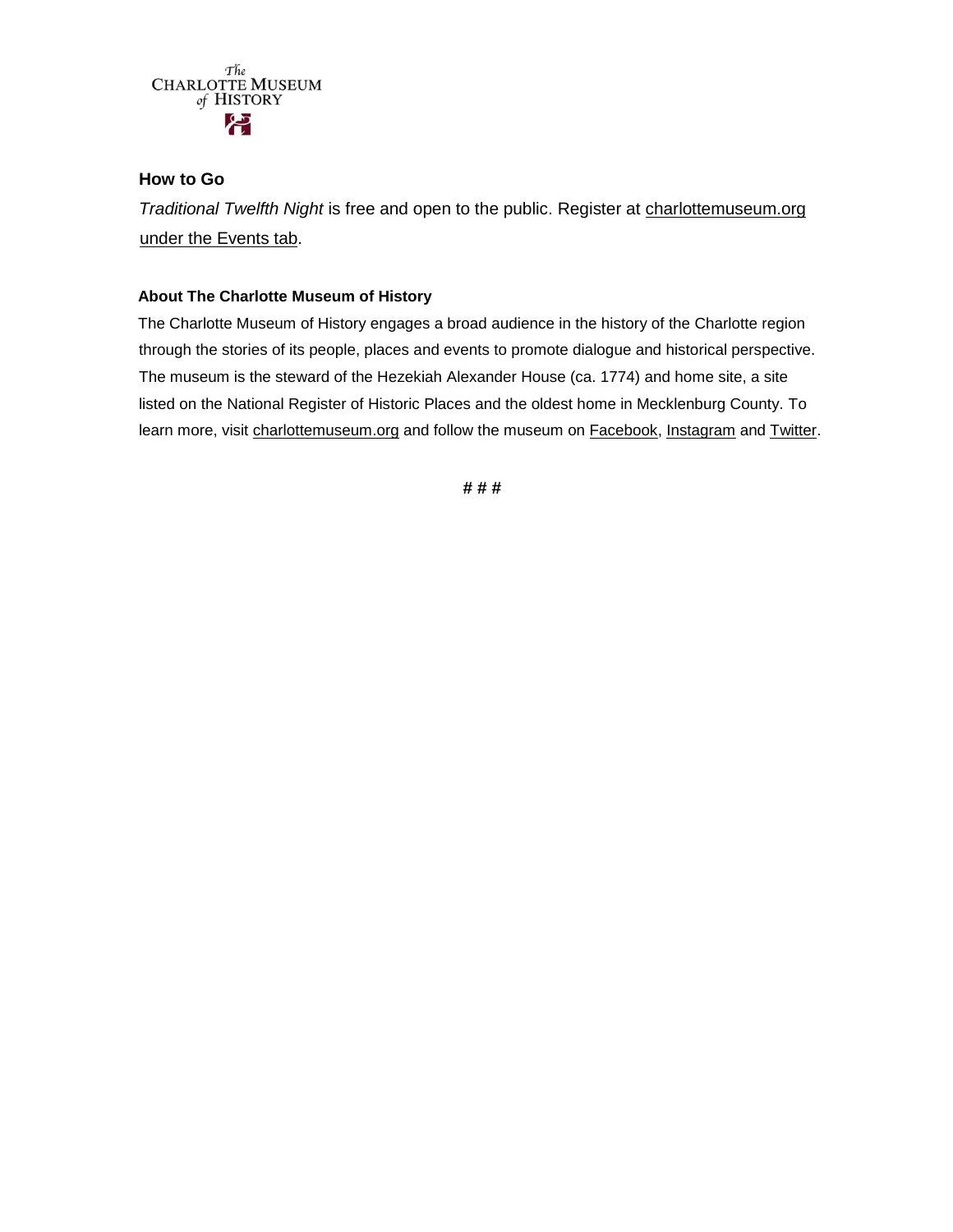The Charlotte Museum of History

**How to Go**

*Traditional Twelfth Night* is free and open to the public. Register at charlottemuseum.org under the Events tab.

**About The Charlotte Museum of History**

The Charlotte Museum of History engages a broad audience in the history of the Charlotte region through the stories of its people, places and events to promote dialogue and historical perspective. The museum is the steward of the Hezekiah Alexander House (ca. 1774) and home site, a site listed on the National Register of Historic Places and the oldest home in Mecklenburg County. To learn more, visit charlottemuseum.org and follow the museum on Facebook, Instagram and Twitter.

# # #